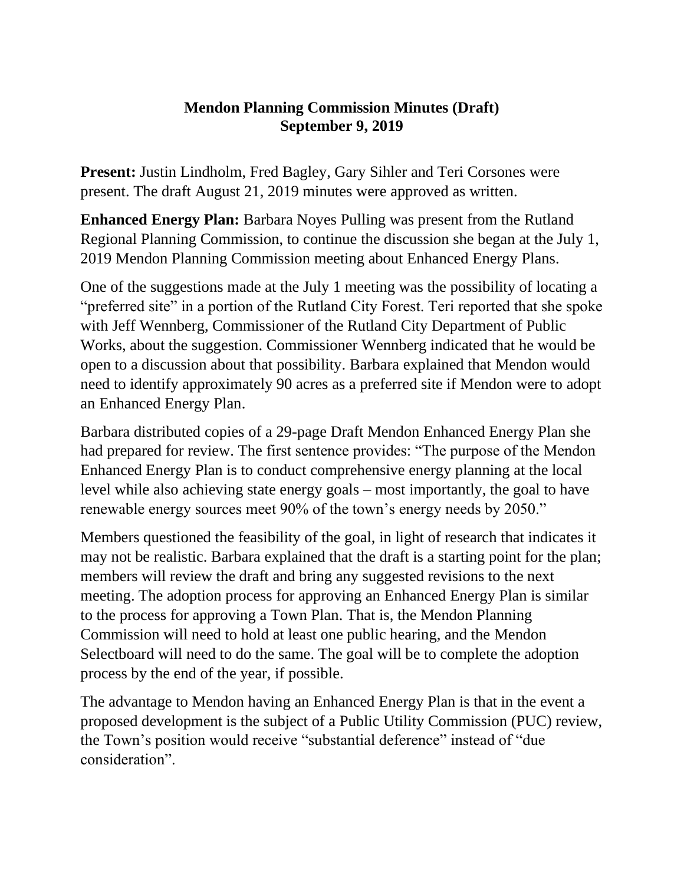# Mendon Planning Commission Minutes (Draft)
## September 9, 2019

**Present:** Justin Lindholm, Fred Bagley, Gary Sihler and Teri Corsones were present. The draft August 21, 2019 minutes were approved as written.

**Enhanced Energy Plan:** Barbara Noyes Pulling was present from the Rutland Regional Planning Commission, to continue the discussion she began at the July 1, 2019 Mendon Planning Commission meeting about Enhanced Energy Plans.

One of the suggestions made at the July 1 meeting was the possibility of locating a "preferred site" in a portion of the Rutland City Forest. Teri reported that she spoke with Jeff Wennberg, Commissioner of the Rutland City Department of Public Works, about the suggestion. Commissioner Wennberg indicated that he would be open to a discussion about that possibility. Barbara explained that Mendon would need to identify approximately 90 acres as a preferred site if Mendon were to adopt an Enhanced Energy Plan.

Barbara distributed copies of a 29-page Draft Mendon Enhanced Energy Plan she had prepared for review. The first sentence provides: "The purpose of the Mendon Enhanced Energy Plan is to conduct comprehensive energy planning at the local level while also achieving state energy goals – most importantly, the goal to have renewable energy sources meet 90% of the town's energy needs by 2050."

Members questioned the feasibility of the goal, in light of research that indicates it may not be realistic. Barbara explained that the draft is a starting point for the plan; members will review the draft and bring any suggested revisions to the next meeting. The adoption process for approving an Enhanced Energy Plan is similar to the process for approving a Town Plan. That is, the Mendon Planning Commission will need to hold at least one public hearing, and the Mendon Selectboard will need to do the same. The goal will be to complete the adoption process by the end of the year, if possible.

The advantage to Mendon having an Enhanced Energy Plan is that in the event a proposed development is the subject of a Public Utility Commission (PUC) review, the Town's position would receive "substantial deference" instead of "due consideration".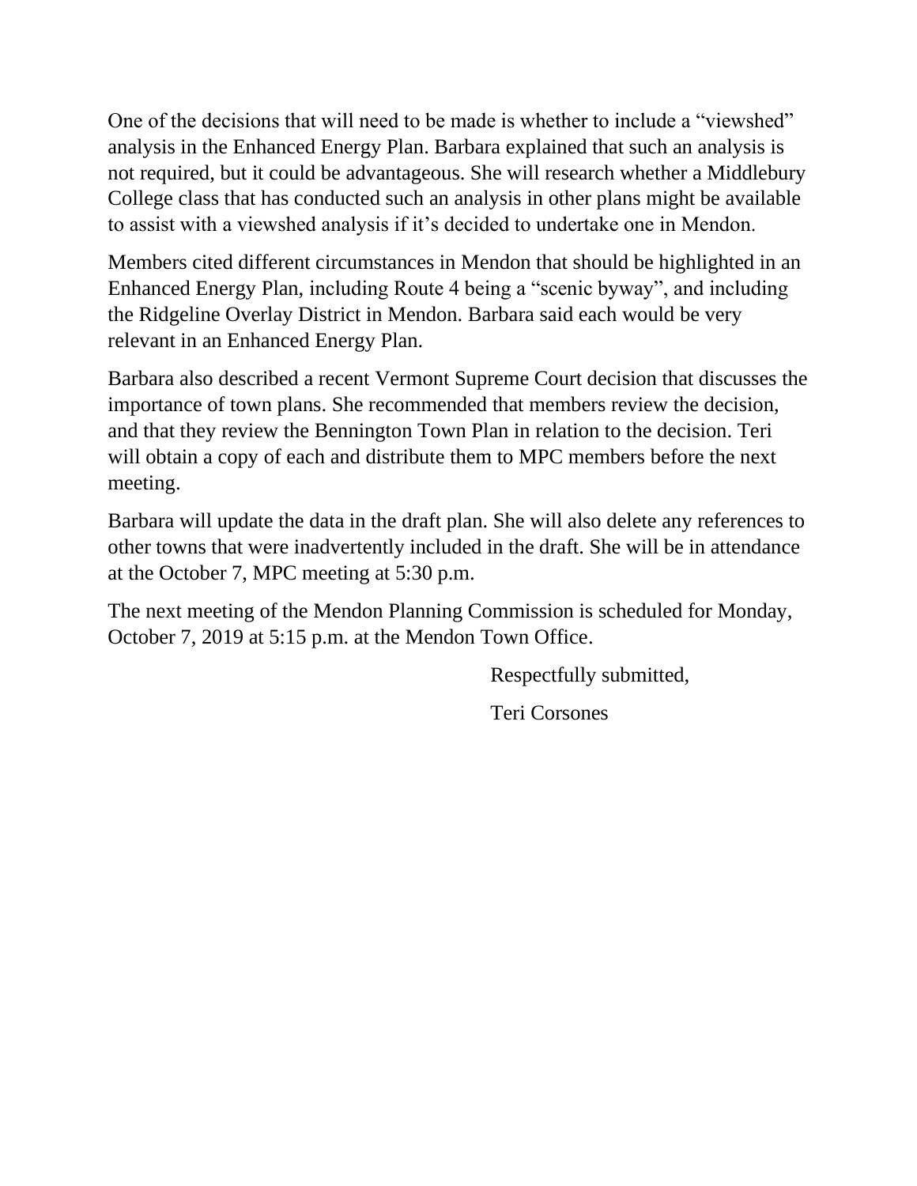One of the decisions that will need to be made is whether to include a "viewshed" analysis in the Enhanced Energy Plan. Barbara explained that such an analysis is not required, but it could be advantageous. She will research whether a Middlebury College class that has conducted such an analysis in other plans might be available to assist with a viewshed analysis if it's decided to undertake one in Mendon.

Members cited different circumstances in Mendon that should be highlighted in an Enhanced Energy Plan, including Route 4 being a "scenic byway", and including the Ridgeline Overlay District in Mendon. Barbara said each would be very relevant in an Enhanced Energy Plan.

Barbara also described a recent Vermont Supreme Court decision that discusses the importance of town plans. She recommended that members review the decision, and that they review the Bennington Town Plan in relation to the decision. Teri will obtain a copy of each and distribute them to MPC members before the next meeting.

Barbara will update the data in the draft plan. She will also delete any references to other towns that were inadvertently included in the draft. She will be in attendance at the October 7, MPC meeting at 5:30 p.m.

The next meeting of the Mendon Planning Commission is scheduled for Monday, October 7, 2019 at 5:15 p.m. at the Mendon Town Office.

Respectfully submitted,

Teri Corsones